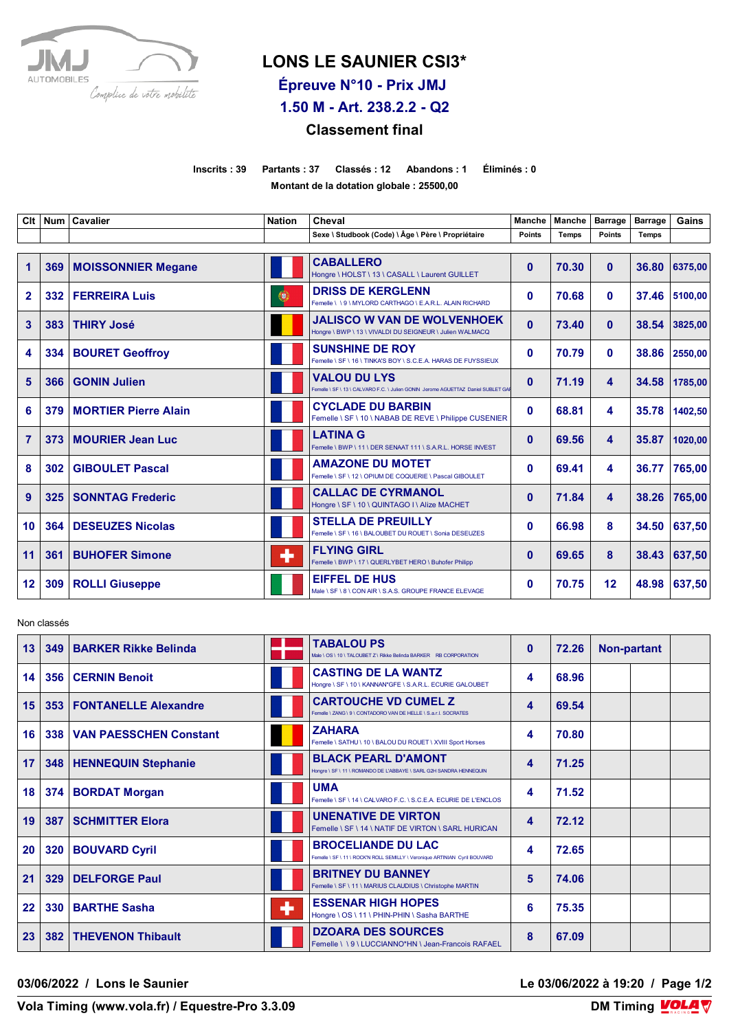# LONS LE SAUNIER CSI3*

## Épreuve N°10 - Prix JMJ

## 1.50 M - Art. 238.2.2 - Q2

## Classement final

**Inscrits : 39 Partants : 37 Classés : 12 Abandons : 1 Éliminés : 0**

**Montant de la dotation globale : 25500,00**

| Clt | Num | Cavalier | Nation | Cheval | Manche | Manche | Barrage | Barrage | Gains |
|---|---|---|---|---|---|---|---|---|---|
| | | | | Sexe \ Studbook (Code) \ Âge \ Père \ Propriétaire | Points | Temps | Points | Temps | |
| 1 | 369 | MOISSONNIER Megane | | CABALLERO<br>Hongre \ HOLST \ 13 \ CASALL \ Laurent GUILLET | 0 | 70.30 | 0 | 36.80 | 6375,00 |
| 2 | 332 | FERREIRA Luis | | DRISS DE KERGLENN<br>Femelle \ \ 9 \ MYLORD CARTHAGO \ E.A.R.L. ALAIN RICHARD | 0 | 70.68 | 0 | 37.46 | 5100,00 |
| 3 | 383 | THIRY José | | JALISCO W VAN DE WOLVENHOEK<br>Hongre \ BWP \ 13 \ VIVALDI DU SEIGNEUR \ Julien WALMACQ | 0 | 73.40 | 0 | 38.54 | 3825,00 |
| 4 | 334 | BOURET Geoffroy | | SUNSHINE DE ROY<br>Femelle \ SF \ 16 \ TINKA'S BOY \ S.C.E.A. HARAS DE FUYSSIEUX | 0 | 70.79 | 0 | 38.86 | 2550,00 |
| 5 | 366 | GONIN Julien | | VALOU DU LYS<br>Femelle \ SF \ 13 \ CALVARO F.C. \ Julien GONIN Jerome AGUETTAZ Daniel SUBLET GAI | 0 | 71.19 | 4 | 34.58 | 1785,00 |
| 6 | 379 | MORTIER Pierre Alain | | CYCLADE DU BARBIN<br>Femelle \ SF \ 10 \ NABAB DE REVE \ Philippe CUSENIER | 0 | 68.81 | 4 | 35.78 | 1402,50 |
| 7 | 373 | MOURIER Jean Luc | | LATINA G<br>Femelle \ BWP \ 11 \ DER SENAAT 111 \ S.A.R.L. HORSE INVEST | 0 | 69.56 | 4 | 35.87 | 1020,00 |
| 8 | 302 | GIBOULET Pascal | | AMAZONE DU MOTET<br>Femelle \ SF \ 12 \ OPIUM DE COQUERIE \ Pascal GIBOULET | 0 | 69.41 | 4 | 36.77 | 765,00 |
| 9 | 325 | SONNTAG Frederic | | CALLAC DE CYRMANOL<br>Hongre \ SF \ 10 \ QUINTAGO I \ Alize MACHET | 0 | 71.84 | 4 | 38.26 | 765,00 |
| 10 | 364 | DESEUZES Nicolas | | STELLA DE PREUILLY<br>Femelle \ SF \ 16 \ BALOUBET DU ROUET \ Sonia DESEUZES | 0 | 66.98 | 8 | 34.50 | 637,50 |
| 11 | 361 | BUHOFER Simone | | FLYING GIRL<br>Femelle \ BWP \ 17 \ QUERLYBET HERO \ Buhofer Philipp | 0 | 69.65 | 8 | 38.43 | 637,50 |
| 12 | 309 | ROLLI Giuseppe | | EIFFEL DE HUS<br>Male \ SF \ 8 \ CON AIR \ S.A.S. GROUPE FRANCE ELEVAGE | 0 | 70.75 | 12 | 48.98 | 637,50 |

Non classés

| Clt | Num | Cavalier | Nation | Cheval | Manche Points | Manche Temps | Barrage Points | Barrage Temps | Gains |
|---|---|---|---|---|---|---|---|---|---|
| 13 | 349 | BARKER Rikke Belinda | | TABALOU PS<br>Male \ OS \ 10 \ TALOUBET Z \ Rikke Belinda BARKER RB CORPORATION | 0 | 72.26 | Non-partant | | |
| 14 | 356 | CERNIN Benoit | | CASTING DE LA WANTZ<br>Hongre \ SF \ 10 \ KANNAN*GFE \ S.A.R.L. ECURIE GALOUBET | 4 | 68.96 | | | |
| 15 | 353 | FONTANELLE Alexandre | | CARTOUCHE VD CUMEL Z<br>Femelle \ ZANG \ 9 \ CONTADORO VAN DE HELLE \ S.a.r.l. SOCRATES | 4 | 69.54 | | | |
| 16 | 338 | VAN PAESSCHEN Constant | | ZAHARA<br>Femelle \ SATHU \ 10 \ BALOU DU ROUET \ XVIII Sport Horses | 4 | 70.80 | | | |
| 17 | 348 | HENNEQUIN Stephanie | | BLACK PEARL D'AMONT<br>Hongre \ SF \ 11 \ ROMANDO DE L'ABBAYE \ SARL G2H SANDRA HENNEQUIN | 4 | 71.25 | | | |
| 18 | 374 | BORDAT Morgan | | UMA<br>Femelle \ SF \ 14 \ CALVARO F.C. \ S.C.E.A. ECURIE DE L'ENCLOS | 4 | 71.52 | | | |
| 19 | 387 | SCHMITTER Elora | | UNENATIVE DE VIRTON<br>Femelle \ SF \ 14 \ NATIF DE VIRTON \ SARL HURICAN | 4 | 72.12 | | | |
| 20 | 320 | BOUVARD Cyril | | BROCELIANDE DU LAC<br>Femelle \ SF \ 11 \ ROCK'N ROLL SEMILLY \ Veronique ARTINIAN Cyril BOUVARD | 4 | 72.65 | | | |
| 21 | 329 | DELFORGE Paul | | BRITNEY DU BANNEY<br>Femelle \ SF \ 11 \ MARIUS CLAUDIUS \ Christophe MARTIN | 5 | 74.06 | | | |
| 22 | 330 | BARTHE Sasha | | ESSENAR HIGH HOPES<br>Hongre \ OS \ 11 \ PHIN-PHIN \ Sasha BARTHE | 6 | 75.35 | | | |
| 23 | 382 | THEVENON Thibault | | DZOARA DES SOURCES<br>Femelle \ \ 9 \ LUCCIANNO*HN \ Jean-Francois RAFAEL | 8 | 67.09 | | | |

**03/06/2022 / Lons le Saunier** **Le 03/06/2022 à 19:20**

**Vola Timing (www.vola.fr) / Equestre-Pro 3.3.09** **DM Timing**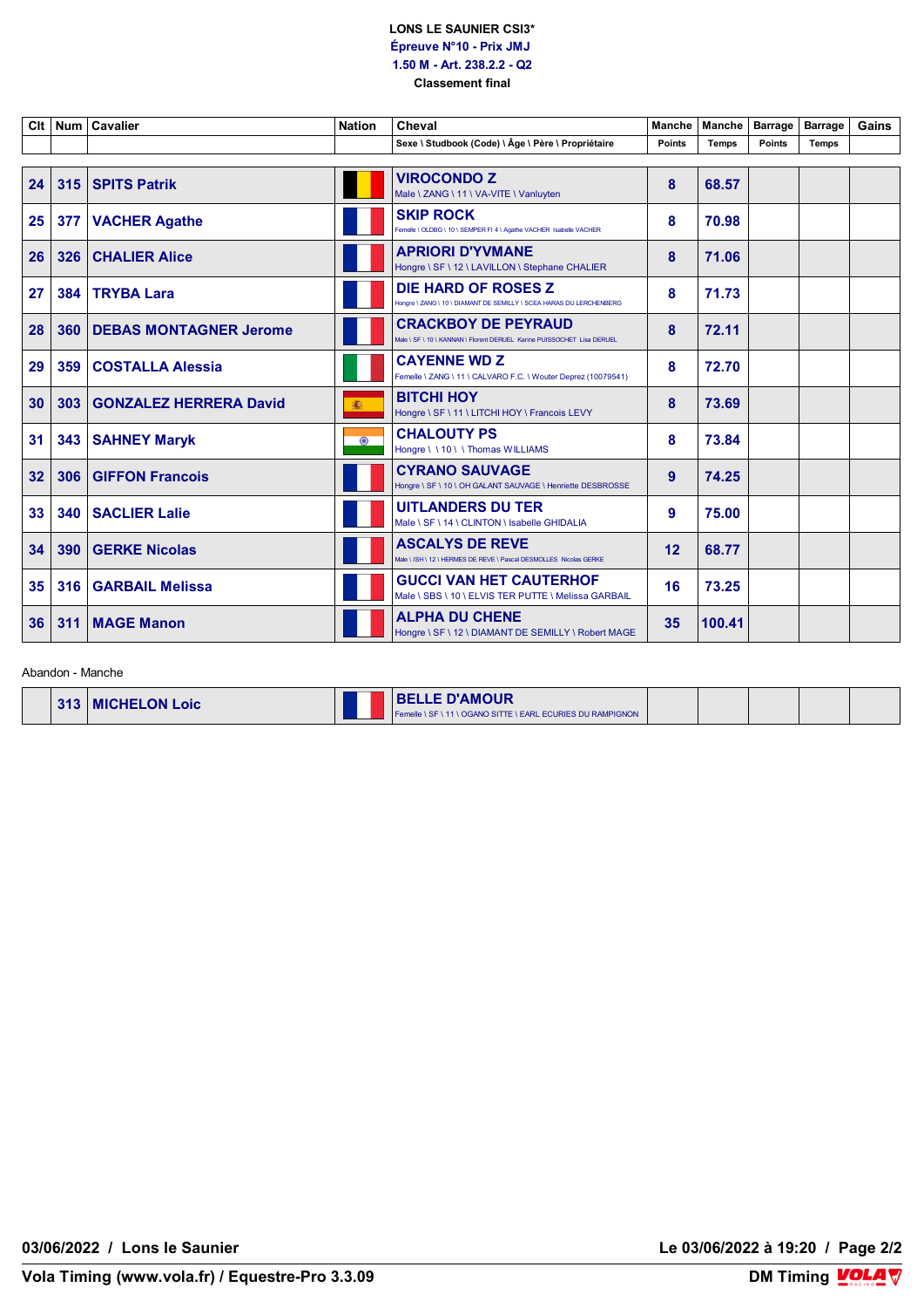**LONS LE SAUNIER CSI3***
**Épreuve N°10 - Prix JMJ**
**1.50 M - Art. 238.2.2 - Q2**
**Classement final**

| Clt | Num | Cavalier | Nation | Cheval<br>Sexe \ Studbook (Code) \ Âge \ Père \ Propriétaire | Manche Points | Manche Temps | Barrage Points | Barrage Temps | Gains |
|---|---|---|---|---|---|---|---|---|---|
| 24 | 315 | SPITS Patrik | | VIROCONDO Z<br>Male \ ZANG \ 11 \ VA-VITE \ Vanluyten | 8 | 68.57 | | | |
| 25 | 377 | VACHER Agathe | | SKIP ROCK<br>Femelle \ OLDBG \ 10 \ SEMPER FI 4 \ Agathe VACHER Isabelle VACHER | 8 | 70.98 | | | |
| 26 | 326 | CHALIER Alice | | APRIORI D'YVMANE<br>Hongre \ SF \ 12 \ LAVILLON \ Stephane CHALIER | 8 | 71.06 | | | |
| 27 | 384 | TRYBA Lara | | DIE HARD OF ROSES Z<br>Hongre \ ZANG \ 10 \ DIAMANT DE SEMILLY \ SCEA HARAS DU LERCHENBERG | 8 | 71.73 | | | |
| 28 | 360 | DEBAS MONTAGNER Jerome | | CRACKBOY DE PEYRAUD<br>Male \ SF \ 10 \ KANNAN \ Florent DERUEL Karine PUISSOCHET Lisa DERUEL | 8 | 72.11 | | | |
| 29 | 359 | COSTALLA Alessia | | CAYENNE WD Z<br>Femelle \ ZANG \ 11 \ CALVARO F.C. \ Wouter Deprez (10079541) | 8 | 72.70 | | | |
| 30 | 303 | GONZALEZ HERRERA David | | BITCHI HOY<br>Hongre \ SF \ 11 \ LITCHI HOY \ Francois LEVY | 8 | 73.69 | | | |
| 31 | 343 | SAHNEY Maryk | | CHALOUTY PS<br>Hongre \ \ 10 \ \ Thomas WILLIAMS | 8 | 73.84 | | | |
| 32 | 306 | GIFFON Francois | | CYRANO SAUVAGE<br>Hongre \ SF \ 10 \ OH GALANT SAUVAGE \ Henriette DESBROSSE | 9 | 74.25 | | | |
| 33 | 340 | SACLIER Lalie | | UITLANDERS DU TER<br>Male \ SF \ 14 \ CLINTON \ Isabelle GHIDALIA | 9 | 75.00 | | | |
| 34 | 390 | GERKE Nicolas | | ASCALYS DE REVE<br>Male \ ISH \ 12 \ HERMES DE REVE \ Pascal DESMOLLES Nicolas GERKE | 12 | 68.77 | | | |
| 35 | 316 | GARBAIL Melissa | | GUCCI VAN HET CAUTERHOF<br>Male \ SBS \ 10 \ ELVIS TER PUTTE \ Melissa GARBAIL | 16 | 73.25 | | | |
| 36 | 311 | MAGE Manon | | ALPHA DU CHENE<br>Hongre \ SF \ 12 \ DIAMANT DE SEMILLY \ Robert MAGE | 35 | 100.41 | | | |

Abandon - Manche

| Clt | Num | Cavalier | Nation | Cheval | Manche Points | Manche Temps | Barrage Points | Barrage Temps | Gains |
|---|---|---|---|---|---|---|---|---|---|
| | 313 | MICHELON Loic | | BELLE D'AMOUR<br>Femelle \ SF \ 11 \ OGANO SITTE \ EARL ECURIES DU RAMPIGNON | | | | | |

03/06/2022 / Lons le Saunier

Le 03/06/2022 à 19:20

Vola Timing (www.vola.fr) / Equestre-Pro 3.3.09

DM Timing